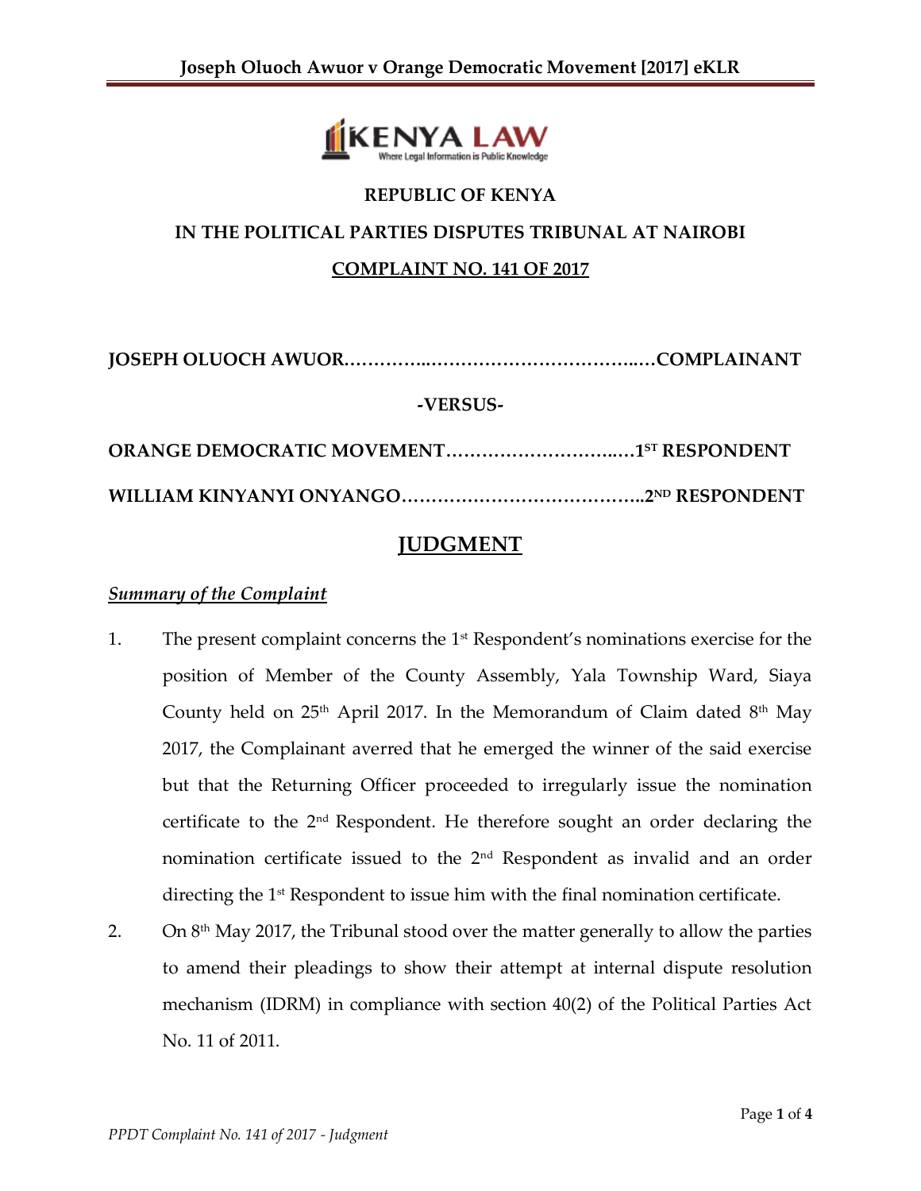**REPUBLIC OF KENYA**

**IN THE POLITICAL PARTIES DISPUTES TRIBUNAL AT NAIROBI**

**COMPLAINT NO. 141 OF 2017**

**JOSEPH OLUOCH AWUOR…………...……………………………..…COMPLAINANT**

**-VERSUS-**

**ORANGE DEMOCRATIC MOVEMENT………………………..…1ST RESPONDENT**

**WILLIAM KINYANYI ONYANGO…………………………………..2ND RESPONDENT**

## JUDGMENT

***Summary of the Complaint***

1. The present complaint concerns the 1st Respondent's nominations exercise for the position of Member of the County Assembly, Yala Township Ward, Siaya County held on 25th April 2017. In the Memorandum of Claim dated 8th May 2017, the Complainant averred that he emerged the winner of the said exercise but that the Returning Officer proceeded to irregularly issue the nomination certificate to the 2nd Respondent. He therefore sought an order declaring the nomination certificate issued to the 2nd Respondent as invalid and an order directing the 1st Respondent to issue him with the final nomination certificate.

2. On 8th May 2017, the Tribunal stood over the matter generally to allow the parties to amend their pleadings to show their attempt at internal dispute resolution mechanism (IDRM) in compliance with section 40(2) of the Political Parties Act No. 11 of 2011.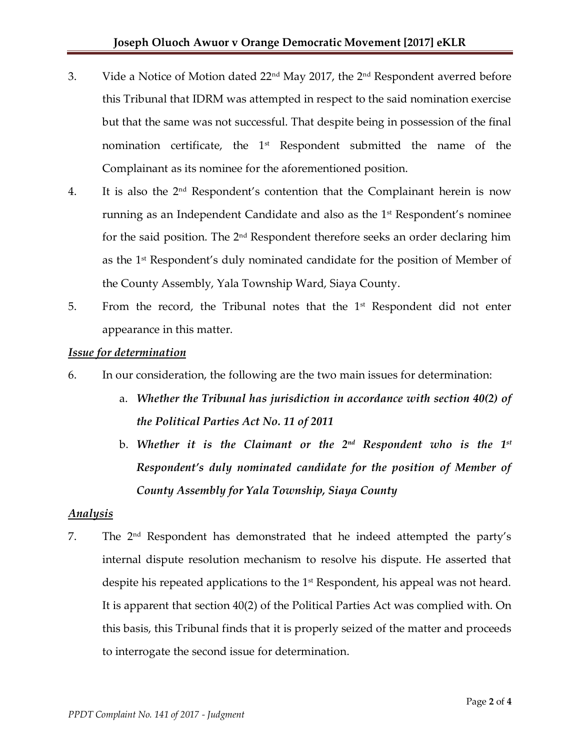3. Vide a Notice of Motion dated 22nd May 2017, the 2nd Respondent averred before this Tribunal that IDRM was attempted in respect to the said nomination exercise but that the same was not successful. That despite being in possession of the final nomination certificate, the 1st Respondent submitted the name of the Complainant as its nominee for the aforementioned position.

4. It is also the 2nd Respondent's contention that the Complainant herein is now running as an Independent Candidate and also as the 1st Respondent's nominee for the said position. The 2nd Respondent therefore seeks an order declaring him as the 1st Respondent's duly nominated candidate for the position of Member of the County Assembly, Yala Township Ward, Siaya County.

5. From the record, the Tribunal notes that the 1st Respondent did not enter appearance in this matter.

***Issue for determination***

6. In our consideration, the following are the two main issues for determination:

   a. ***Whether the Tribunal has jurisdiction in accordance with section 40(2) of the Political Parties Act No. 11 of 2011***

   b. ***Whether it is the Claimant or the 2nd Respondent who is the 1st Respondent's duly nominated candidate for the position of Member of County Assembly for Yala Township, Siaya County***

***Analysis***

7. The 2nd Respondent has demonstrated that he indeed attempted the party's internal dispute resolution mechanism to resolve his dispute. He asserted that despite his repeated applications to the 1st Respondent, his appeal was not heard. It is apparent that section 40(2) of the Political Parties Act was complied with. On this basis, this Tribunal finds that it is properly seized of the matter and proceeds to interrogate the second issue for determination.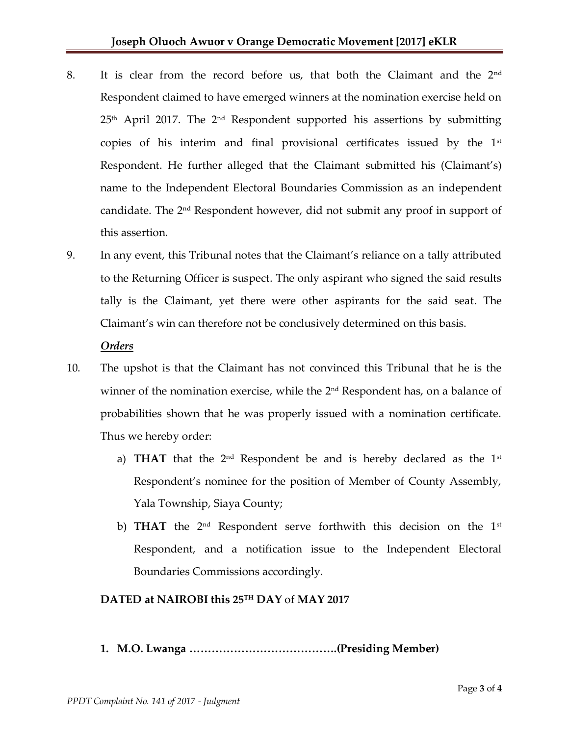8. It is clear from the record before us, that both the Claimant and the 2nd Respondent claimed to have emerged winners at the nomination exercise held on 25th April 2017. The 2nd Respondent supported his assertions by submitting copies of his interim and final provisional certificates issued by the 1st Respondent. He further alleged that the Claimant submitted his (Claimant's) name to the Independent Electoral Boundaries Commission as an independent candidate. The 2nd Respondent however, did not submit any proof in support of this assertion.

9. In any event, this Tribunal notes that the Claimant's reliance on a tally attributed to the Returning Officer is suspect. The only aspirant who signed the said results tally is the Claimant, yet there were other aspirants for the said seat. The Claimant's win can therefore not be conclusively determined on this basis.

***Orders***

10. The upshot is that the Claimant has not convinced this Tribunal that he is the winner of the nomination exercise, while the 2nd Respondent has, on a balance of probabilities shown that he was properly issued with a nomination certificate. Thus we hereby order:

    a) **THAT** that the 2nd Respondent be and is hereby declared as the 1st Respondent's nominee for the position of Member of County Assembly, Yala Township, Siaya County;

    b) **THAT** the 2nd Respondent serve forthwith this decision on the 1st Respondent, and a notification issue to the Independent Electoral Boundaries Commissions accordingly.

**DATED at NAIROBI this 25TH DAY** of **MAY 2017**

1. **M.O. Lwanga ………………………………….(Presiding Member)**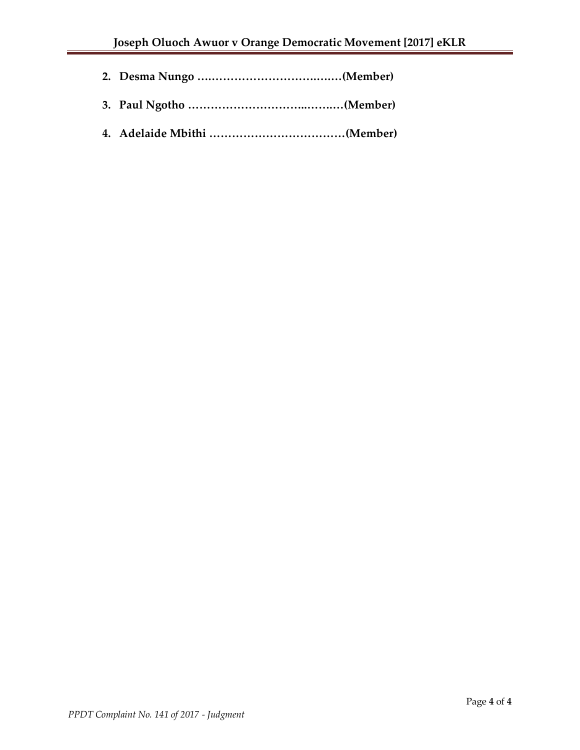2. **Desma Nungo ……………………………..……(Member)**

3. **Paul Ngotho ………………………..……..…(Member)**

4. **Adelaide Mbithi ………………………………(Member)**